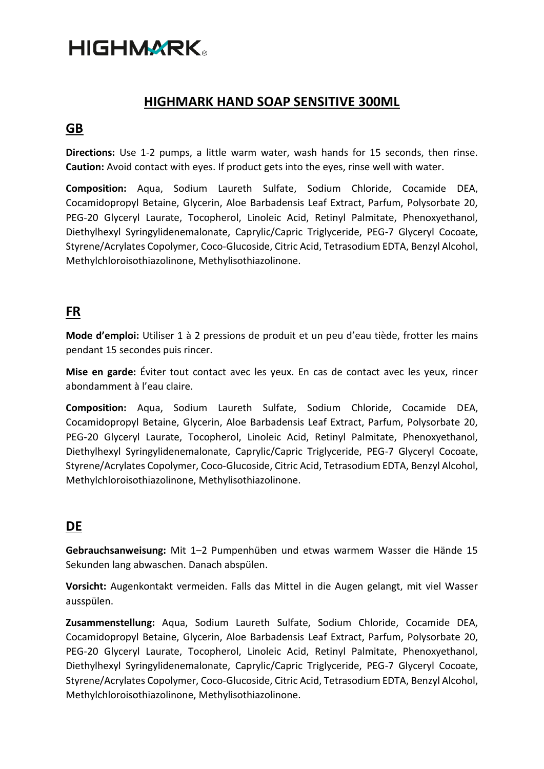HIGHMARK®

# HIGHMARK HAND SOAP SENSITIVE 300ML

## GB

**Directions:** Use 1-2 pumps, a little warm water, wash hands for 15 seconds, then rinse. **Caution:** Avoid contact with eyes. If product gets into the eyes, rinse well with water.

**Composition:** Aqua, Sodium Laureth Sulfate, Sodium Chloride, Cocamide DEA, Cocamidopropyl Betaine, Glycerin, Aloe Barbadensis Leaf Extract, Parfum, Polysorbate 20, PEG-20 Glyceryl Laurate, Tocopherol, Linoleic Acid, Retinyl Palmitate, Phenoxyethanol, Diethylhexyl Syringylidenemalonate, Caprylic/Capric Triglyceride, PEG-7 Glyceryl Cocoate, Styrene/Acrylates Copolymer, Coco-Glucoside, Citric Acid, Tetrasodium EDTA, Benzyl Alcohol, Methylchloroisothiazolinone, Methylisothiazolinone.

## FR

**Mode d'emploi:** Utiliser 1 à 2 pressions de produit et un peu d'eau tiède, frotter les mains pendant 15 secondes puis rincer.

**Mise en garde:** Éviter tout contact avec les yeux. En cas de contact avec les yeux, rincer abondamment à l'eau claire.

**Composition:** Aqua, Sodium Laureth Sulfate, Sodium Chloride, Cocamide DEA, Cocamidopropyl Betaine, Glycerin, Aloe Barbadensis Leaf Extract, Parfum, Polysorbate 20, PEG-20 Glyceryl Laurate, Tocopherol, Linoleic Acid, Retinyl Palmitate, Phenoxyethanol, Diethylhexyl Syringylidenemalonate, Caprylic/Capric Triglyceride, PEG-7 Glyceryl Cocoate, Styrene/Acrylates Copolymer, Coco-Glucoside, Citric Acid, Tetrasodium EDTA, Benzyl Alcohol, Methylchloroisothiazolinone, Methylisothiazolinone.

## DE

**Gebrauchsanweisung:** Mit 1–2 Pumpenhüben und etwas warmem Wasser die Hände 15 Sekunden lang abwaschen. Danach abspülen.

**Vorsicht:** Augenkontakt vermeiden. Falls das Mittel in die Augen gelangt, mit viel Wasser ausspülen.

**Zusammenstellung:** Aqua, Sodium Laureth Sulfate, Sodium Chloride, Cocamide DEA, Cocamidopropyl Betaine, Glycerin, Aloe Barbadensis Leaf Extract, Parfum, Polysorbate 20, PEG-20 Glyceryl Laurate, Tocopherol, Linoleic Acid, Retinyl Palmitate, Phenoxyethanol, Diethylhexyl Syringylidenemalonate, Caprylic/Capric Triglyceride, PEG-7 Glyceryl Cocoate, Styrene/Acrylates Copolymer, Coco-Glucoside, Citric Acid, Tetrasodium EDTA, Benzyl Alcohol, Methylchloroisothiazolinone, Methylisothiazolinone.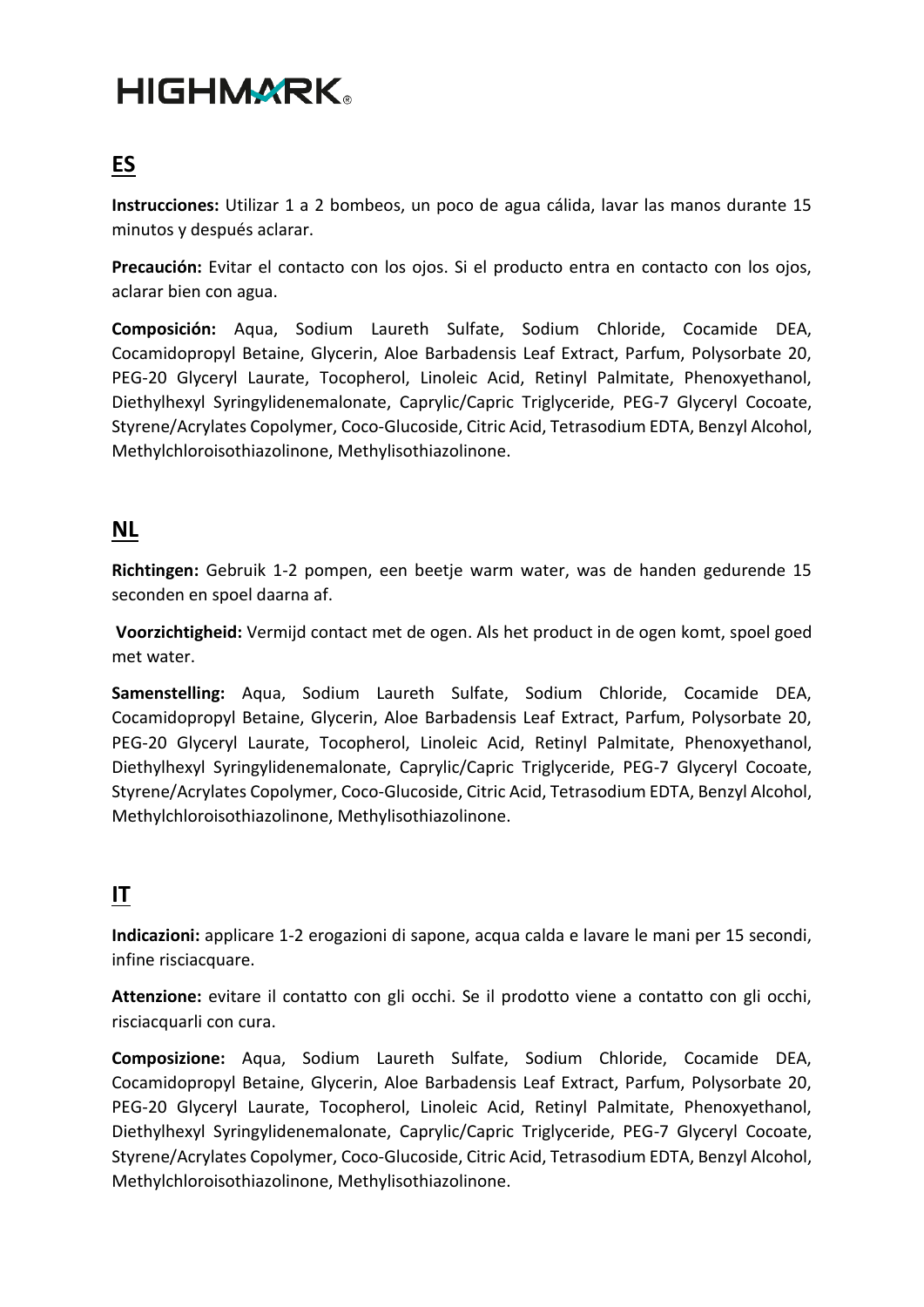# HIGHMARK®

## ES

**Instrucciones:** Utilizar 1 a 2 bombeos, un poco de agua cálida, lavar las manos durante 15 minutos y después aclarar.

**Precaución:** Evitar el contacto con los ojos. Si el producto entra en contacto con los ojos, aclarar bien con agua.

**Composición:** Aqua, Sodium Laureth Sulfate, Sodium Chloride, Cocamide DEA, Cocamidopropyl Betaine, Glycerin, Aloe Barbadensis Leaf Extract, Parfum, Polysorbate 20, PEG-20 Glyceryl Laurate, Tocopherol, Linoleic Acid, Retinyl Palmitate, Phenoxyethanol, Diethylhexyl Syringylidenemalonate, Caprylic/Capric Triglyceride, PEG-7 Glyceryl Cocoate, Styrene/Acrylates Copolymer, Coco-Glucoside, Citric Acid, Tetrasodium EDTA, Benzyl Alcohol, Methylchloroisothiazolinone, Methylisothiazolinone.

## NL

**Richtingen:** Gebruik 1-2 pompen, een beetje warm water, was de handen gedurende 15 seconden en spoel daarna af.

**Voorzichtigheid:** Vermijd contact met de ogen. Als het product in de ogen komt, spoel goed met water.

**Samenstelling:** Aqua, Sodium Laureth Sulfate, Sodium Chloride, Cocamide DEA, Cocamidopropyl Betaine, Glycerin, Aloe Barbadensis Leaf Extract, Parfum, Polysorbate 20, PEG-20 Glyceryl Laurate, Tocopherol, Linoleic Acid, Retinyl Palmitate, Phenoxyethanol, Diethylhexyl Syringylidenemalonate, Caprylic/Capric Triglyceride, PEG-7 Glyceryl Cocoate, Styrene/Acrylates Copolymer, Coco-Glucoside, Citric Acid, Tetrasodium EDTA, Benzyl Alcohol, Methylchloroisothiazolinone, Methylisothiazolinone.

## IT

**Indicazioni:** applicare 1-2 erogazioni di sapone, acqua calda e lavare le mani per 15 secondi, infine risciacquare.

**Attenzione:** evitare il contatto con gli occhi. Se il prodotto viene a contatto con gli occhi, risciacquarli con cura.

**Composizione:** Aqua, Sodium Laureth Sulfate, Sodium Chloride, Cocamide DEA, Cocamidopropyl Betaine, Glycerin, Aloe Barbadensis Leaf Extract, Parfum, Polysorbate 20, PEG-20 Glyceryl Laurate, Tocopherol, Linoleic Acid, Retinyl Palmitate, Phenoxyethanol, Diethylhexyl Syringylidenemalonate, Caprylic/Capric Triglyceride, PEG-7 Glyceryl Cocoate, Styrene/Acrylates Copolymer, Coco-Glucoside, Citric Acid, Tetrasodium EDTA, Benzyl Alcohol, Methylchloroisothiazolinone, Methylisothiazolinone.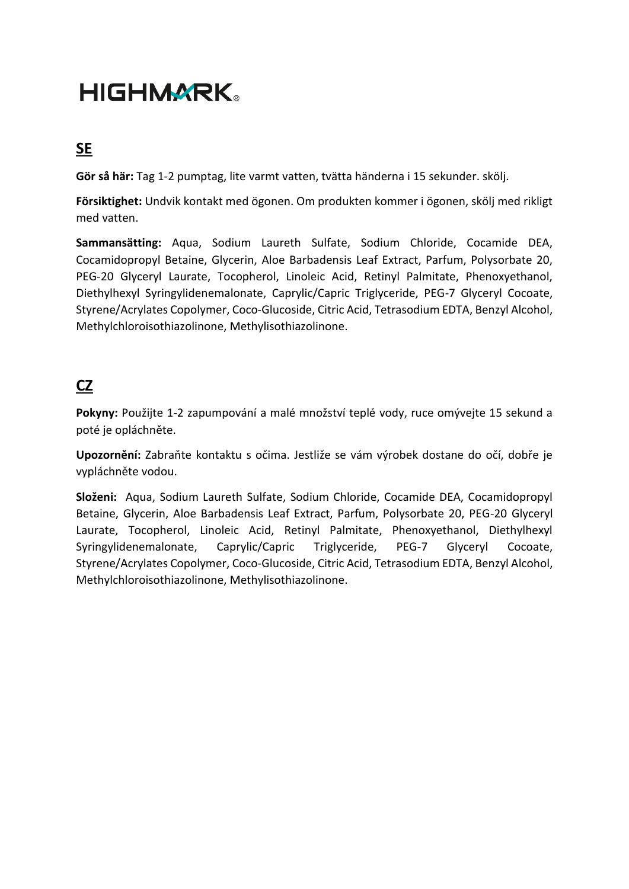HIGHMARK®

## SE

**Gör så här:** Tag 1-2 pumptag, lite varmt vatten, tvätta händerna i 15 sekunder. skölj.

**Försiktighet:** Undvik kontakt med ögonen. Om produkten kommer i ögonen, skölj med rikligt med vatten.

**Sammansätting:** Aqua, Sodium Laureth Sulfate, Sodium Chloride, Cocamide DEA, Cocamidopropyl Betaine, Glycerin, Aloe Barbadensis Leaf Extract, Parfum, Polysorbate 20, PEG-20 Glyceryl Laurate, Tocopherol, Linoleic Acid, Retinyl Palmitate, Phenoxyethanol, Diethylhexyl Syringylidenemalonate, Caprylic/Capric Triglyceride, PEG-7 Glyceryl Cocoate, Styrene/Acrylates Copolymer, Coco-Glucoside, Citric Acid, Tetrasodium EDTA, Benzyl Alcohol, Methylchloroisothiazolinone, Methylisothiazolinone.

## CZ

**Pokyny:** Použijte 1-2 zapumpování a malé množství teplé vody, ruce omývejte 15 sekund a poté je opláchněte.

**Upozornění:** Zabraňte kontaktu s očima. Jestliže se vám výrobek dostane do očí, dobře je vypláchněte vodou.

**Složeni:** Aqua, Sodium Laureth Sulfate, Sodium Chloride, Cocamide DEA, Cocamidopropyl Betaine, Glycerin, Aloe Barbadensis Leaf Extract, Parfum, Polysorbate 20, PEG-20 Glyceryl Laurate, Tocopherol, Linoleic Acid, Retinyl Palmitate, Phenoxyethanol, Diethylhexyl Syringylidenemalonate, Caprylic/Capric Triglyceride, PEG-7 Glyceryl Cocoate, Styrene/Acrylates Copolymer, Coco-Glucoside, Citric Acid, Tetrasodium EDTA, Benzyl Alcohol, Methylchloroisothiazolinone, Methylisothiazolinone.